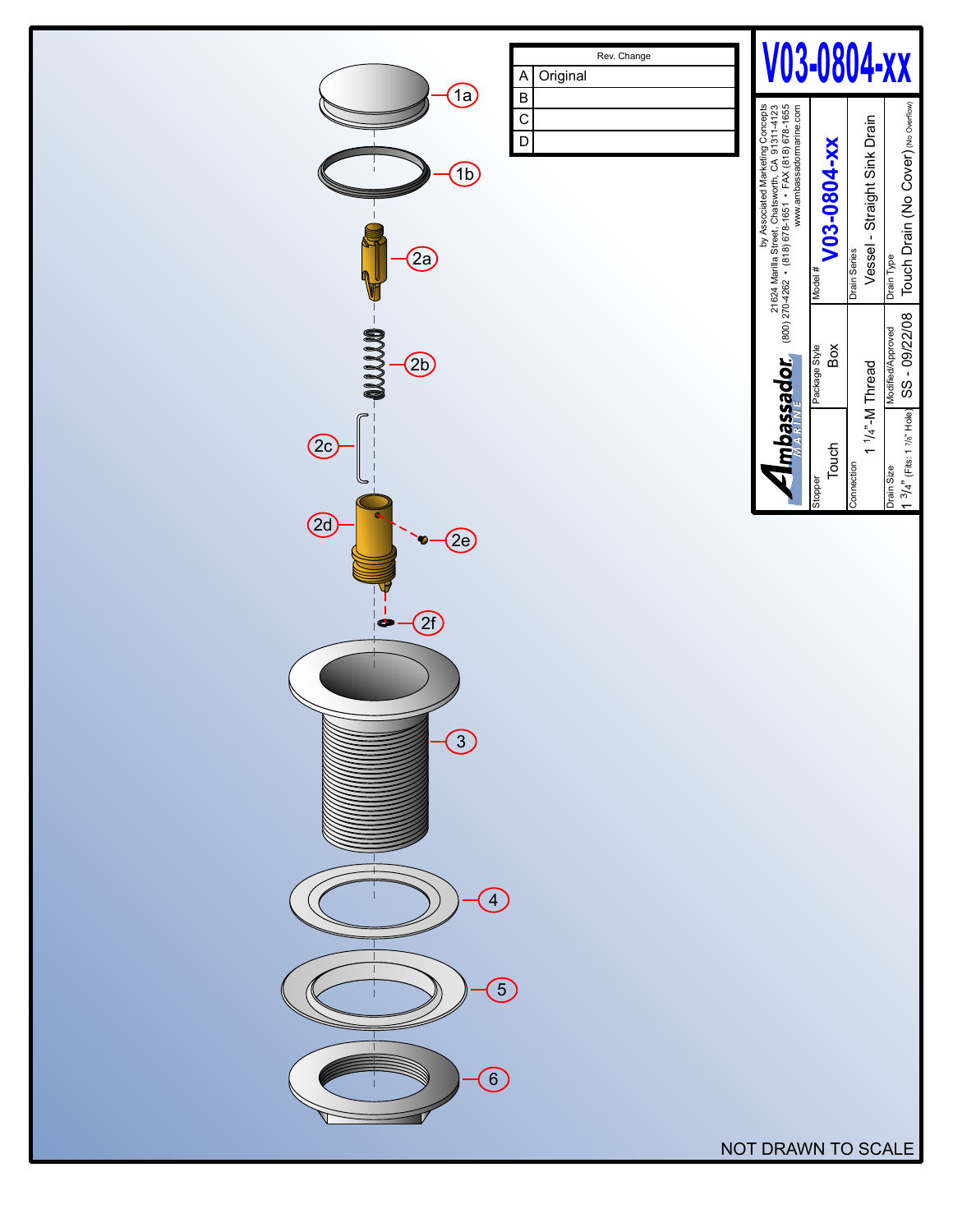# V03-0804-xx

| Rev. | Change |
|---|---|
| A | Original |
| B | |
| C | |
| D | |

**Ambassador MARINE**

by Associated Marketing Concepts
21624 Marilla Street, Chatsworth, CA 91311-4123
(800) 270-4262 • (818) 678-1651 • FAX (818) 678-1655
www.ambassadormarine.com

| Field | Value |
|---|---|
| Model # | V03-0804-xx |
| Stopper | Touch |
| Package Style | Box |
| Drain Series | Vessel - Straight Sink Drain |
| Connection | 1 1/4"-M Thread |
| Drain Type | Touch Drain (No Cover) (No Overflow) |
| Drain Size | 1 3/4" (Fits: 1 7/8" Hole) |
| Modified/Approved | SS - 09/22/08 |

1a
1b
2a
2b
2c
2d
2e
2f
3
4
5
6

NOT DRAWN TO SCALE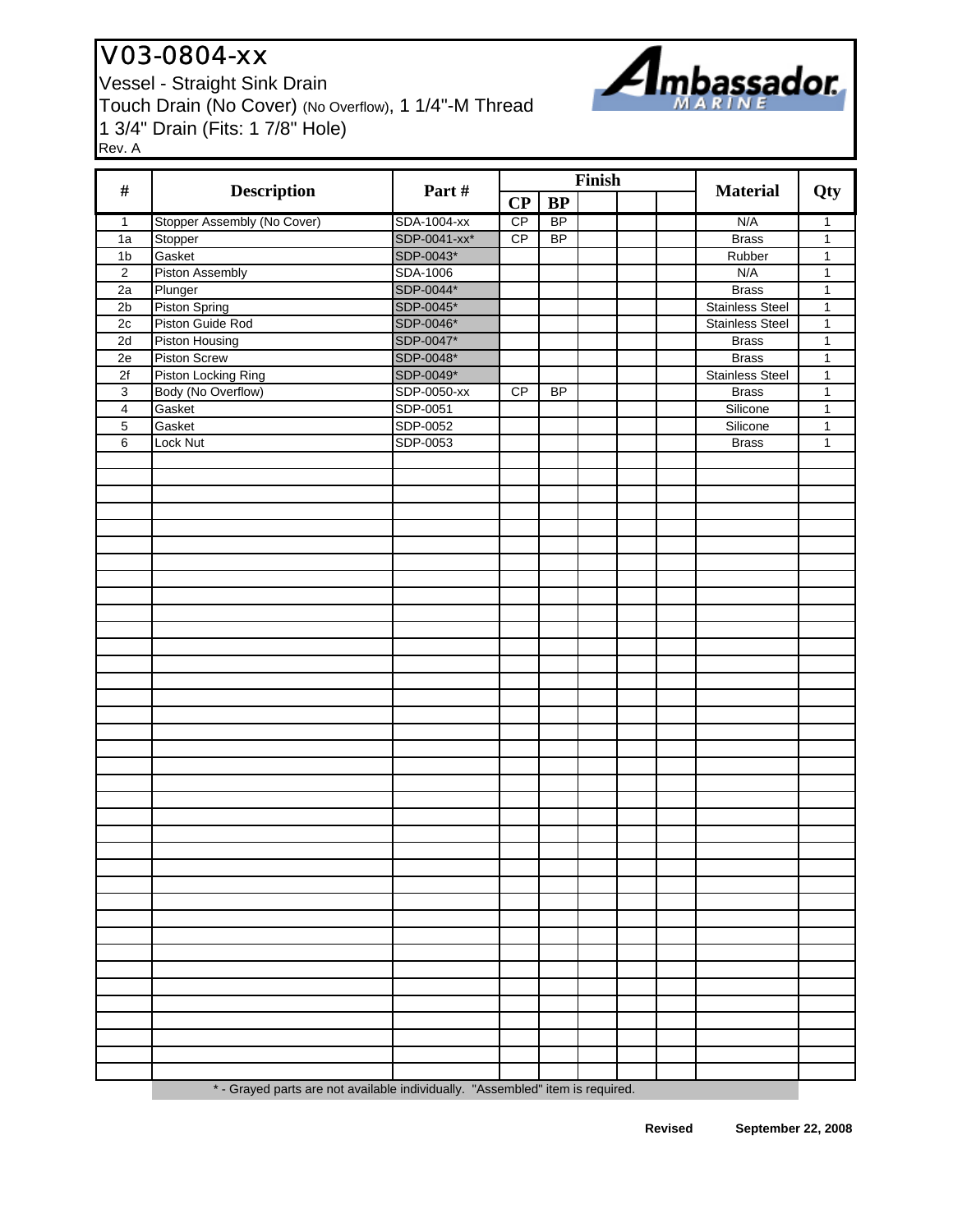# V03-0804-xx

Vessel - Straight Sink Drain
Touch Drain (No Cover) (No Overflow), 1 1/4"-M Thread
1 3/4" Drain (Fits: 1 7/8" Hole)
Rev. A

| # | Description | Part # | Finish | | | | | Material | Qty |
|---|---|---|---|---|---|---|---|---|---|
| | | | CP | BP | | | | | |
| 1 | Stopper Assembly (No Cover) | SDA-1004-xx | CP | BP | | | | N/A | 1 |
| 1a | Stopper | SDP-0041-xx* | CP | BP | | | | Brass | 1 |
| 1b | Gasket | SDP-0043* | | | | | | Rubber | 1 |
| 2 | Piston Assembly | SDA-1006 | | | | | | N/A | 1 |
| 2a | Plunger | SDP-0044* | | | | | | Brass | 1 |
| 2b | Piston Spring | SDP-0045* | | | | | | Stainless Steel | 1 |
| 2c | Piston Guide Rod | SDP-0046* | | | | | | Stainless Steel | 1 |
| 2d | Piston Housing | SDP-0047* | | | | | | Brass | 1 |
| 2e | Piston Screw | SDP-0048* | | | | | | Brass | 1 |
| 2f | Piston Locking Ring | SDP-0049* | | | | | | Stainless Steel | 1 |
| 3 | Body (No Overflow) | SDP-0050-xx | CP | BP | | | | Brass | 1 |
| 4 | Gasket | SDP-0051 | | | | | | Silicone | 1 |
| 5 | Gasket | SDP-0052 | | | | | | Silicone | 1 |
| 6 | Lock Nut | SDP-0053 | | | | | | Brass | 1 |

* - Grayed parts are not available individually. "Assembled" item is required.

**Revised** **September 22, 2008**